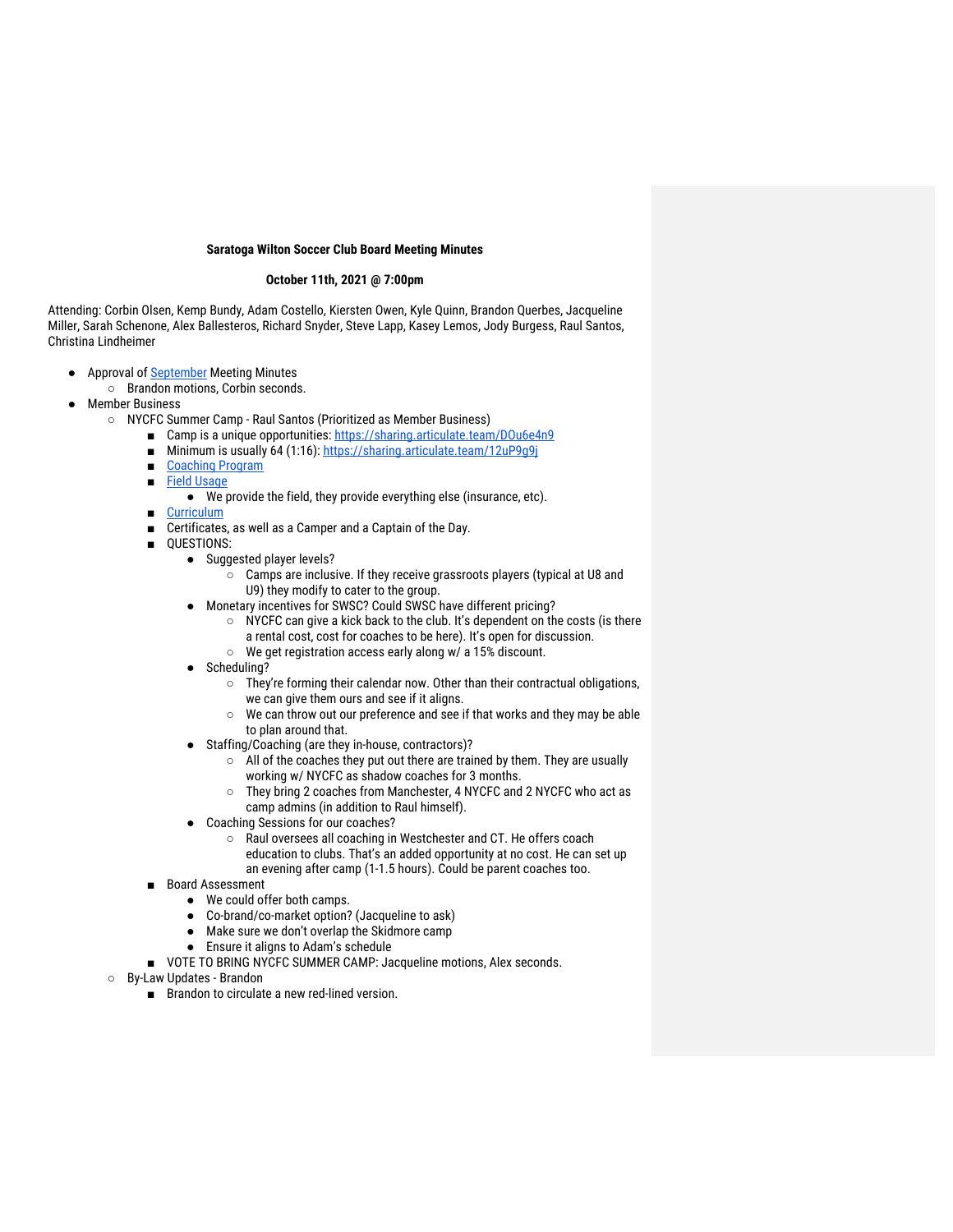**Saratoga Wilton Soccer Club Board Meeting Minutes**

**October 11th, 2021 @ 7:00pm**

Attending: Corbin Olsen, Kemp Bundy, Adam Costello, Kiersten Owen, Kyle Quinn, Brandon Querbes, Jacqueline Miller, Sarah Schenone, Alex Ballesteros, Richard Snyder, Steve Lapp, Kasey Lemos, Jody Burgess, Raul Santos, Christina Lindheimer

- Approval of September Meeting Minutes
  - Brandon motions, Corbin seconds.
- Member Business
  - NYCFC Summer Camp - Raul Santos (Prioritized as Member Business)
    - Camp is a unique opportunities: https://sharing.articulate.team/DOu6e4n9
    - Minimum is usually 64 (1:16): https://sharing.articulate.team/12uP9g9j
    - Coaching Program
    - Field Usage
      - We provide the field, they provide everything else (insurance, etc).
    - Curriculum
    - Certificates, as well as a Camper and a Captain of the Day.
    - QUESTIONS:
      - Suggested player levels?
        - Camps are inclusive. If they receive grassroots players (typical at U8 and U9) they modify to cater to the group.
      - Monetary incentives for SWSC? Could SWSC have different pricing?
        - NYCFC can give a kick back to the club. It's dependent on the costs (is there a rental cost, cost for coaches to be here). It's open for discussion.
        - We get registration access early along w/ a 15% discount.
      - Scheduling?
        - They're forming their calendar now. Other than their contractual obligations, we can give them ours and see if it aligns.
        - We can throw out our preference and see if that works and they may be able to plan around that.
      - Staffing/Coaching (are they in-house, contractors)?
        - All of the coaches they put out there are trained by them. They are usually working w/ NYCFC as shadow coaches for 3 months.
        - They bring 2 coaches from Manchester, 4 NYCFC and 2 NYCFC who act as camp admins (in addition to Raul himself).
      - Coaching Sessions for our coaches?
        - Raul oversees all coaching in Westchester and CT. He offers coach education to clubs. That's an added opportunity at no cost. He can set up an evening after camp (1-1.5 hours). Could be parent coaches too.
    - Board Assessment
      - We could offer both camps.
      - Co-brand/co-market option? (Jacqueline to ask)
      - Make sure we don't overlap the Skidmore camp
      - Ensure it aligns to Adam's schedule
    - VOTE TO BRING NYCFC SUMMER CAMP: Jacqueline motions, Alex seconds.
  - By-Law Updates - Brandon
    - Brandon to circulate a new red-lined version.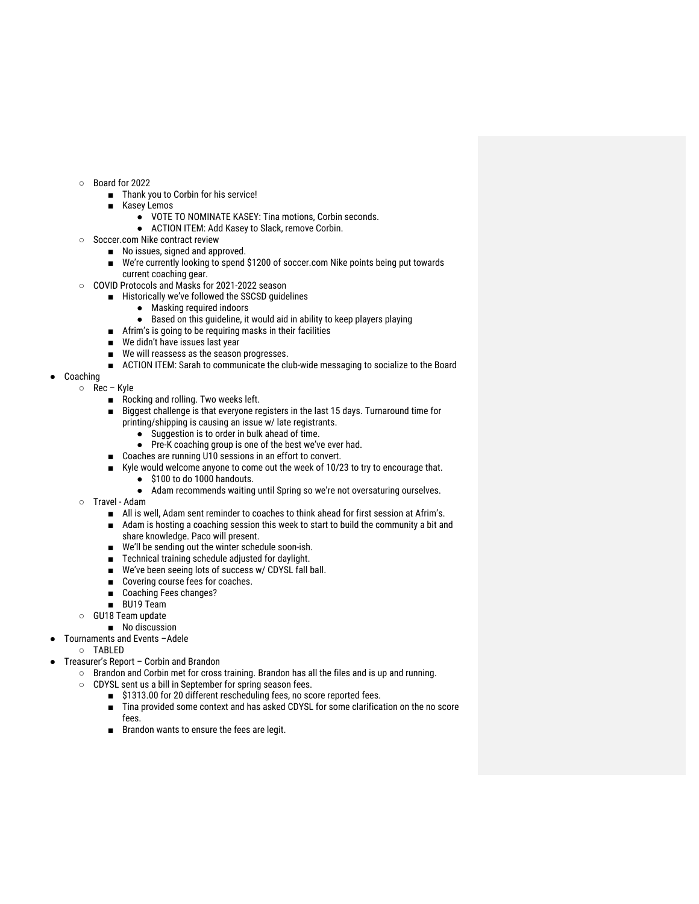- Board for 2022
  - Thank you to Corbin for his service!
  - Kasey Lemos
    - VOTE TO NOMINATE KASEY: Tina motions, Corbin seconds.
    - ACTION ITEM: Add Kasey to Slack, remove Corbin.
- Soccer.com Nike contract review
  - No issues, signed and approved.
  - We're currently looking to spend $1200 of soccer.com Nike points being put towards current coaching gear.
- COVID Protocols and Masks for 2021-2022 season
  - Historically we've followed the SSCSD guidelines
    - Masking required indoors
    - Based on this guideline, it would aid in ability to keep players playing
  - Afrim's is going to be requiring masks in their facilities
  - We didn't have issues last year
  - We will reassess as the season progresses.
  - ACTION ITEM: Sarah to communicate the club-wide messaging to socialize to the Board

- Coaching
  - Rec – Kyle
    - Rocking and rolling. Two weeks left.
    - Biggest challenge is that everyone registers in the last 15 days. Turnaround time for printing/shipping is causing an issue w/ late registrants.
      - Suggestion is to order in bulk ahead of time.
      - Pre-K coaching group is one of the best we've ever had.
    - Coaches are running U10 sessions in an effort to convert.
    - Kyle would welcome anyone to come out the week of 10/23 to try to encourage that.
      - $100 to do 1000 handouts.
      - Adam recommends waiting until Spring so we're not oversaturing ourselves.
  - Travel - Adam
    - All is well, Adam sent reminder to coaches to think ahead for first session at Afrim's.
    - Adam is hosting a coaching session this week to start to build the community a bit and share knowledge. Paco will present.
    - We'll be sending out the winter schedule soon-ish.
    - Technical training schedule adjusted for daylight.
    - We've been seeing lots of success w/ CDYSL fall ball.
    - Covering course fees for coaches.
    - Coaching Fees changes?
    - BU19 Team
  - GU18 Team update
    - No discussion
- Tournaments and Events –Adele
  - TABLED
- Treasurer's Report – Corbin and Brandon
  - Brandon and Corbin met for cross training. Brandon has all the files and is up and running.
  - CDYSL sent us a bill in September for spring season fees.
    - $1313.00 for 20 different rescheduling fees, no score reported fees.
    - Tina provided some context and has asked CDYSL for some clarification on the no score fees.
    - Brandon wants to ensure the fees are legit.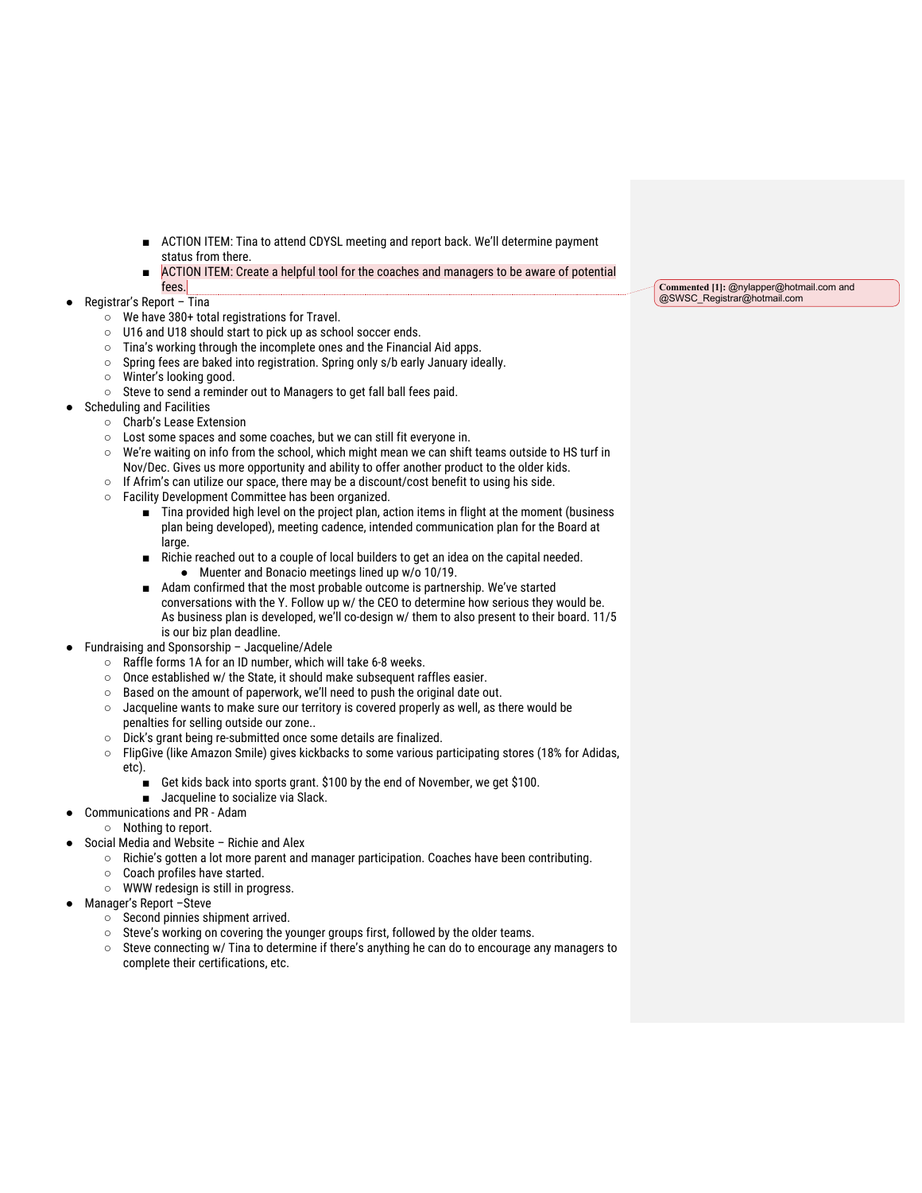- ACTION ITEM: Tina to attend CDYSL meeting and report back. We'll determine payment status from there.
    - ACTION ITEM: Create a helpful tool for the coaches and managers to be aware of potential fees.

Commented [1]: @nylapper@hotmail.com and @SWSC_Registrar@hotmail.com

- Registrar's Report – Tina
  - We have 380+ total registrations for Travel.
  - U16 and U18 should start to pick up as school soccer ends.
  - Tina's working through the incomplete ones and the Financial Aid apps.
  - Spring fees are baked into registration. Spring only s/b early January ideally.
  - Winter's looking good.
  - Steve to send a reminder out to Managers to get fall ball fees paid.
- Scheduling and Facilities
  - Charb's Lease Extension
  - Lost some spaces and some coaches, but we can still fit everyone in.
  - We're waiting on info from the school, which might mean we can shift teams outside to HS turf in Nov/Dec. Gives us more opportunity and ability to offer another product to the older kids.
  - If Afrim's can utilize our space, there may be a discount/cost benefit to using his side.
  - Facility Development Committee has been organized.
    - Tina provided high level on the project plan, action items in flight at the moment (business plan being developed), meeting cadence, intended communication plan for the Board at large.
    - Richie reached out to a couple of local builders to get an idea on the capital needed.
      - Muenter and Bonacio meetings lined up w/o 10/19.
    - Adam confirmed that the most probable outcome is partnership. We've started conversations with the Y. Follow up w/ the CEO to determine how serious they would be. As business plan is developed, we'll co-design w/ them to also present to their board. 11/5 is our biz plan deadline.
- Fundraising and Sponsorship – Jacqueline/Adele
  - Raffle forms 1A for an ID number, which will take 6-8 weeks.
  - Once established w/ the State, it should make subsequent raffles easier.
  - Based on the amount of paperwork, we'll need to push the original date out.
  - Jacqueline wants to make sure our territory is covered properly as well, as there would be penalties for selling outside our zone..
  - Dick's grant being re-submitted once some details are finalized.
  - FlipGive (like Amazon Smile) gives kickbacks to some various participating stores (18% for Adidas, etc).
    - Get kids back into sports grant. $100 by the end of November, we get $100.
    - Jacqueline to socialize via Slack.
- Communications and PR - Adam
  - Nothing to report.
- Social Media and Website – Richie and Alex
  - Richie's gotten a lot more parent and manager participation. Coaches have been contributing.
  - Coach profiles have started.
  - WWW redesign is still in progress.
- Manager's Report –Steve
  - Second pinnies shipment arrived.
  - Steve's working on covering the younger groups first, followed by the older teams.
  - Steve connecting w/ Tina to determine if there's anything he can do to encourage any managers to complete their certifications, etc.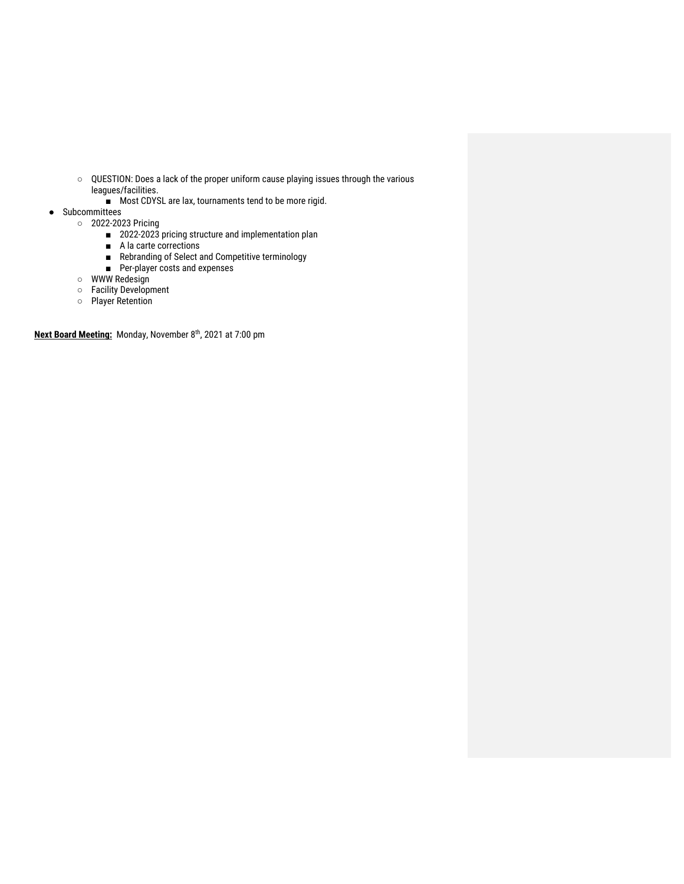- QUESTION: Does a lack of the proper uniform cause playing issues through the various leagues/facilities.
        - Most CDYSL are lax, tournaments tend to be more rigid.
- Subcommittees
    - 2022-2023 Pricing
        - 2022-2023 pricing structure and implementation plan
        - A la carte corrections
        - Rebranding of Select and Competitive terminology
        - Per-player costs and expenses
    - WWW Redesign
    - Facility Development
    - Player Retention

**Next Board Meeting:** Monday, November 8th, 2021 at 7:00 pm